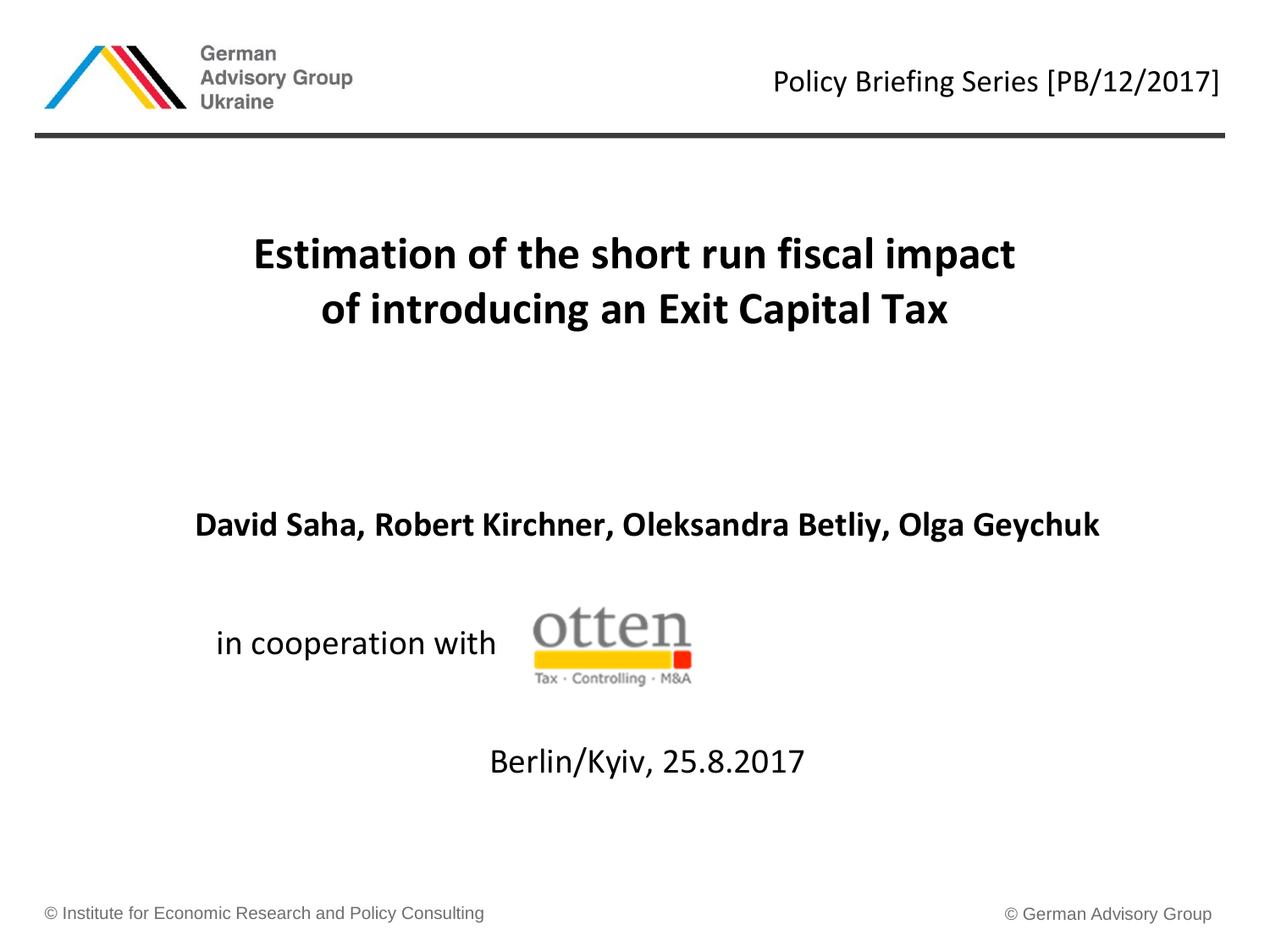German Advisory Group Ukraine

Policy Briefing Series [PB/12/2017]

# Estimation of the short run fiscal impact of introducing an Exit Capital Tax

**David Saha, Robert Kirchner, Oleksandra Betliy, Olga Geychuk**

in cooperation with otten Tax · Controlling · M&A

Berlin/Kyiv, 25.8.2017

© Institute for Economic Research and Policy Consulting

© German Advisory Group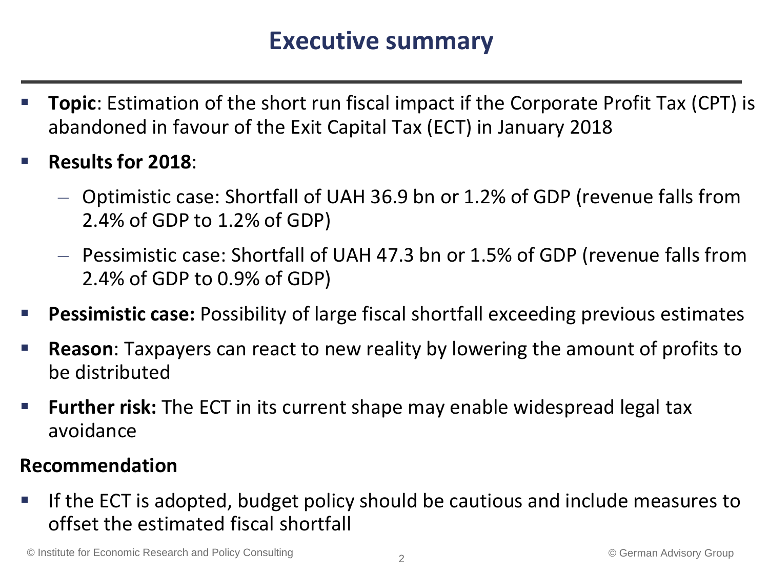# Executive summary

- **Topic**: Estimation of the short run fiscal impact if the Corporate Profit Tax (CPT) is abandoned in favour of the Exit Capital Tax (ECT) in January 2018
- **Results for 2018**:
  - Optimistic case: Shortfall of UAH 36.9 bn or 1.2% of GDP (revenue falls from 2.4% of GDP to 1.2% of GDP)
  - Pessimistic case: Shortfall of UAH 47.3 bn or 1.5% of GDP (revenue falls from 2.4% of GDP to 0.9% of GDP)
- **Pessimistic case:** Possibility of large fiscal shortfall exceeding previous estimates
- **Reason**: Taxpayers can react to new reality by lowering the amount of profits to be distributed
- **Further risk:** The ECT in its current shape may enable widespread legal tax avoidance

**Recommendation**

- If the ECT is adopted, budget policy should be cautious and include measures to offset the estimated fiscal shortfall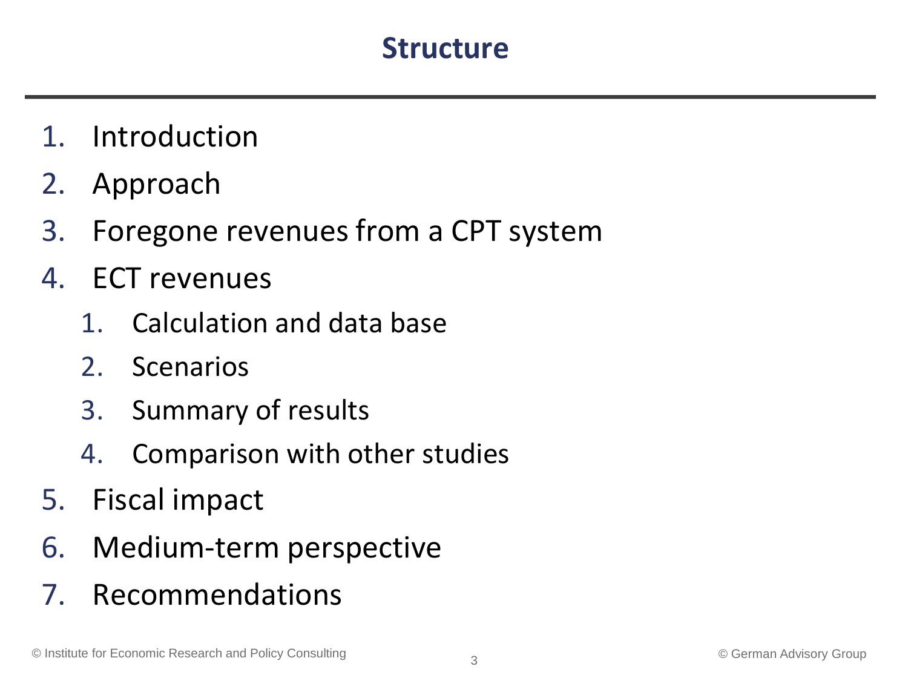# Structure

1. Introduction
2. Approach
3. Foregone revenues from a CPT system
4. ECT revenues
   1. Calculation and data base
   2. Scenarios
   3. Summary of results
   4. Comparison with other studies
5. Fiscal impact
6. Medium-term perspective
7. Recommendations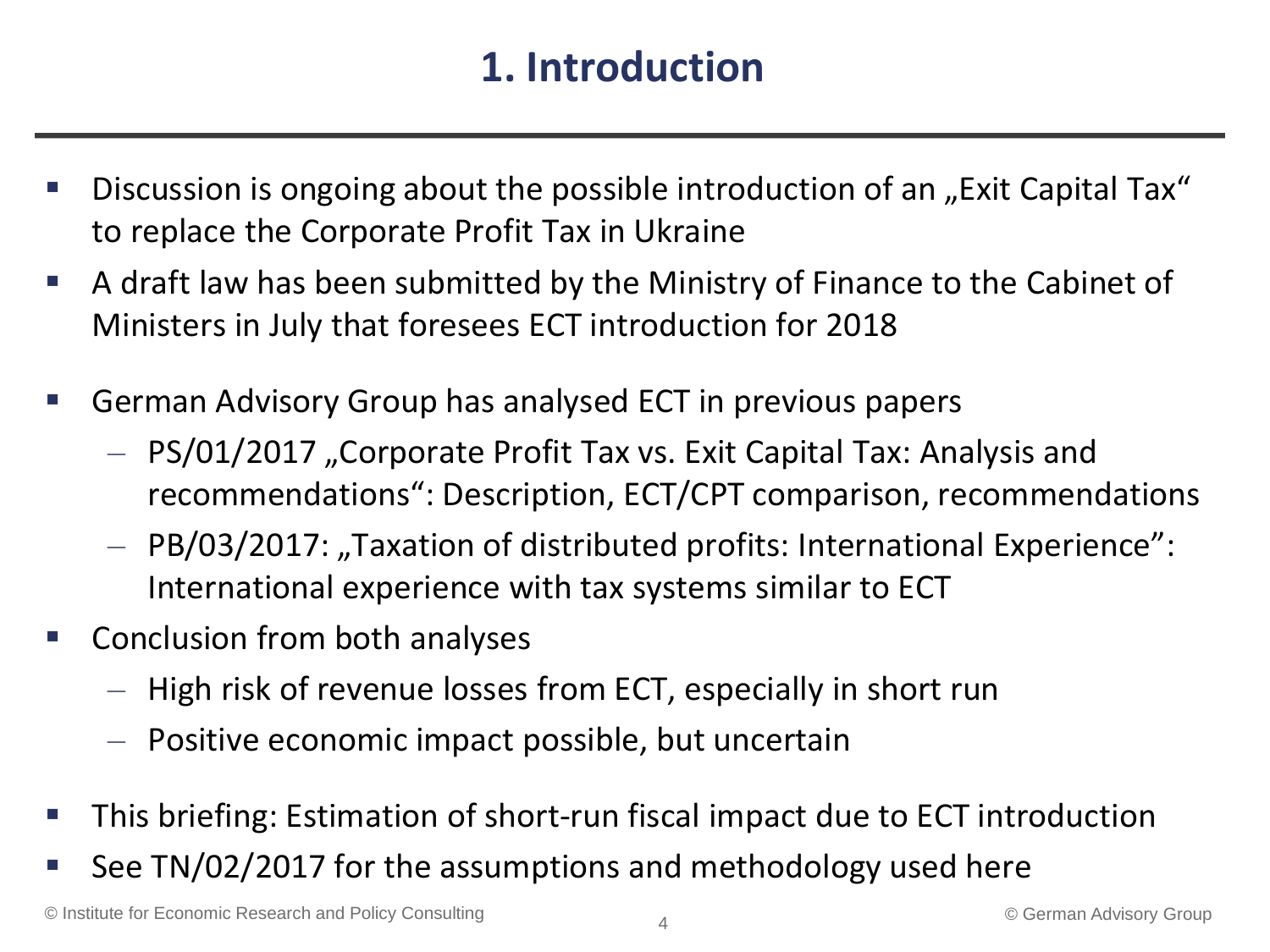# 1. Introduction

- Discussion is ongoing about the possible introduction of an „Exit Capital Tax“ to replace the Corporate Profit Tax in Ukraine
- A draft law has been submitted by the Ministry of Finance to the Cabinet of Ministers in July that foresees ECT introduction for 2018
- German Advisory Group has analysed ECT in previous papers
  - PS/01/2017 „Corporate Profit Tax vs. Exit Capital Tax: Analysis and recommendations“: Description, ECT/CPT comparison, recommendations
  - PB/03/2017: „Taxation of distributed profits: International Experience”: International experience with tax systems similar to ECT
- Conclusion from both analyses
  - High risk of revenue losses from ECT, especially in short run
  - Positive economic impact possible, but uncertain
- This briefing: Estimation of short-run fiscal impact due to ECT introduction
- See TN/02/2017 for the assumptions and methodology used here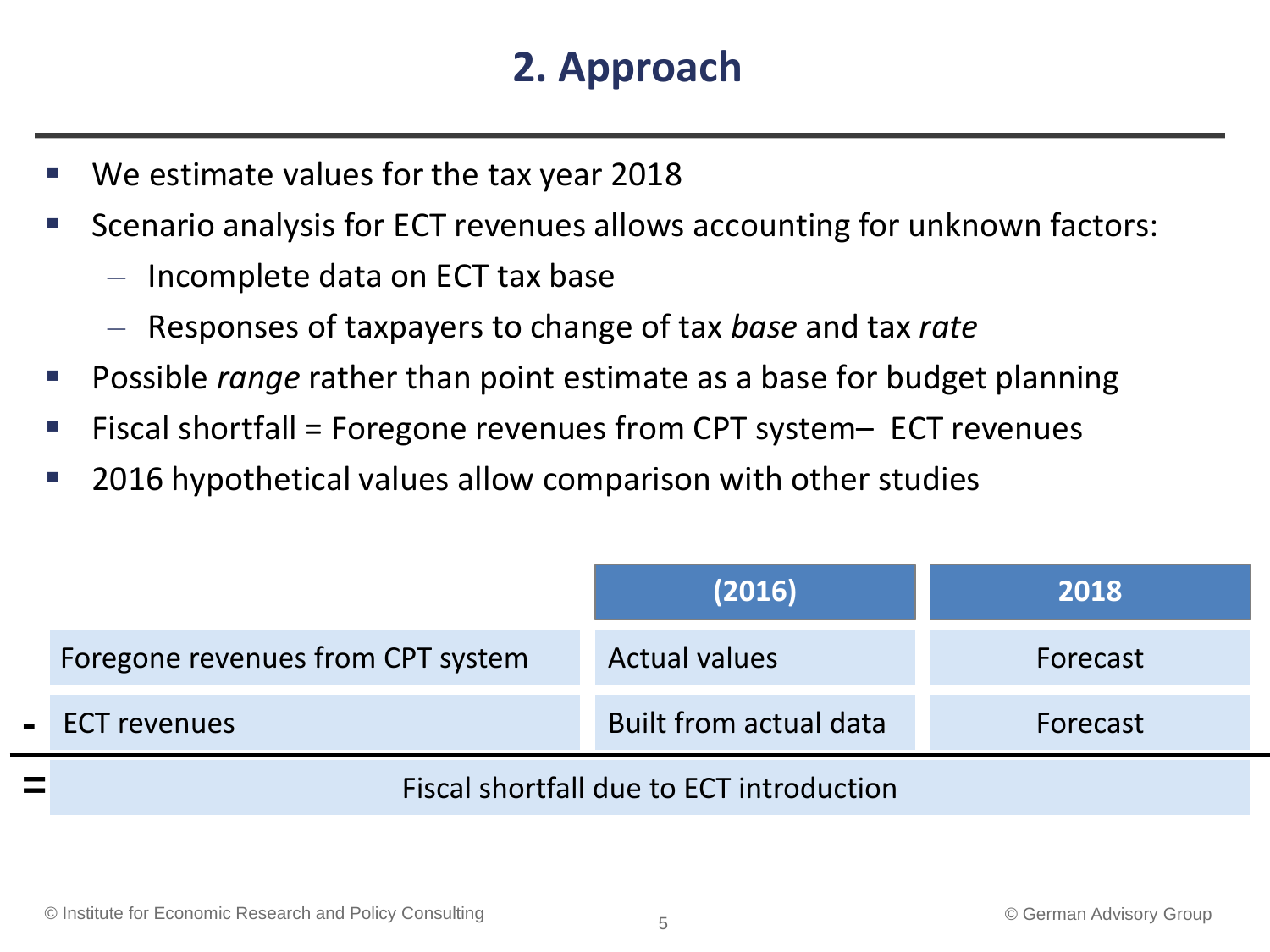## 2. Approach

- We estimate values for the tax year 2018
- Scenario analysis for ECT revenues allows accounting for unknown factors:
  - Incomplete data on ECT tax base
  - Responses of taxpayers to change of tax *base* and tax *rate*
- Possible *range* rather than point estimate as a base for budget planning
- Fiscal shortfall = Foregone revenues from CPT system– ECT revenues
- 2016 hypothetical values allow comparison with other studies

| | | (2016) | 2018 |
|---|---|---|---|
| | Foregone revenues from CPT system | Actual values | Forecast |
| - | ECT revenues | Built from actual data | Forecast |
| = | Fiscal shortfall due to ECT introduction | | |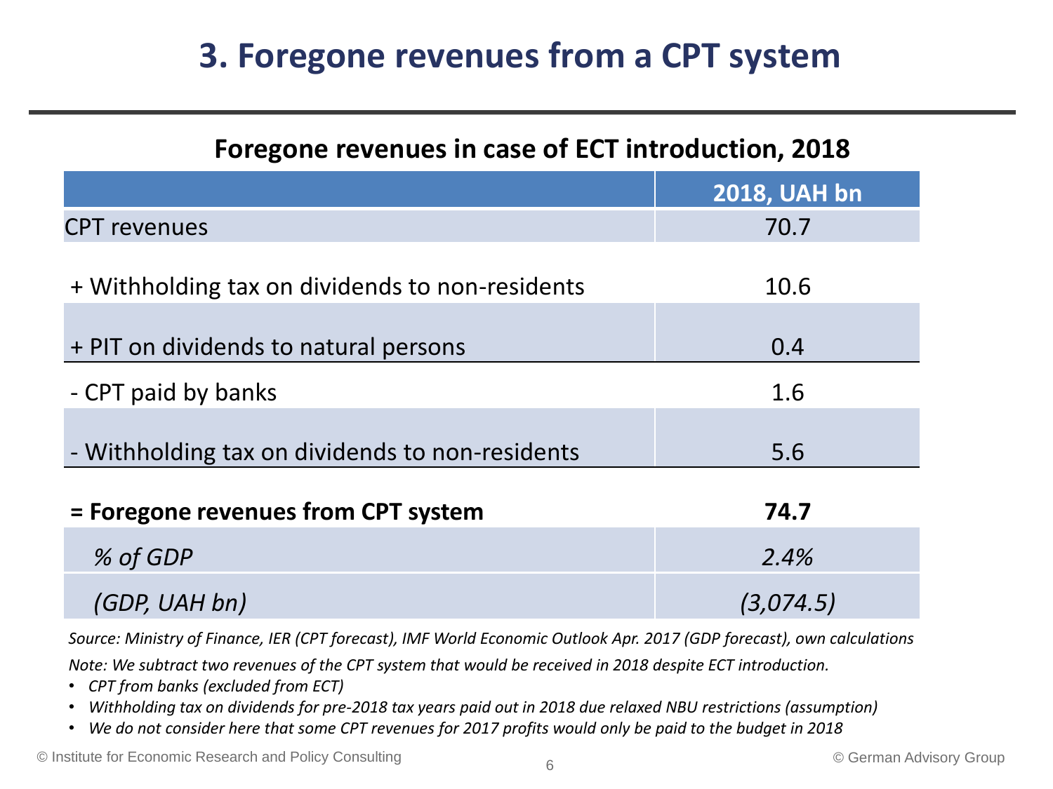# 3. Foregone revenues from a CPT system

**Foregone revenues in case of ECT introduction, 2018**

| | 2018, UAH bn |
|---|---|
| CPT revenues | 70.7 |
| + Withholding tax on dividends to non-residents | 10.6 |
| + PIT on dividends to natural persons | 0.4 |
| - CPT paid by banks | 1.6 |
| - Withholding tax on dividends to non-residents | 5.6 |
| **= Foregone revenues from CPT system** | **74.7** |
| *% of GDP* | *2.4%* |
| *(GDP, UAH bn)* | *(3,074.5)* |

*Source: Ministry of Finance, IER (CPT forecast), IMF World Economic Outlook Apr. 2017 (GDP forecast), own calculations*

*Note: We subtract two revenues of the CPT system that would be received in 2018 despite ECT introduction.*

- *CPT from banks (excluded from ECT)*
- *Withholding tax on dividends for pre-2018 tax years paid out in 2018 due relaxed NBU restrictions (assumption)*
- *We do not consider here that some CPT revenues for 2017 profits would only be paid to the budget in 2018*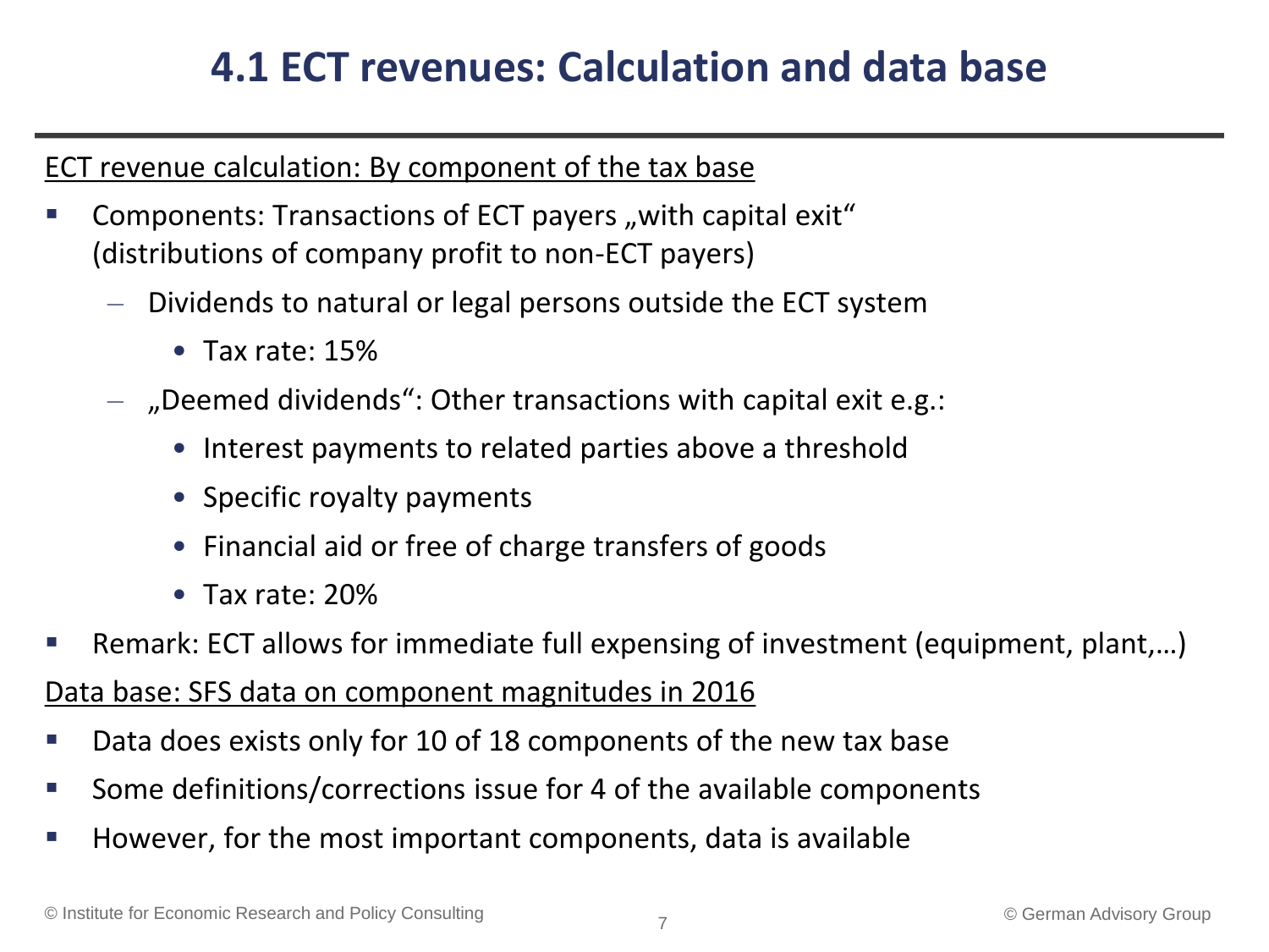# 4.1 ECT revenues: Calculation and data base

ECT revenue calculation: By component of the tax base

- Components: Transactions of ECT payers „with capital exit" (distributions of company profit to non-ECT payers)
  - Dividends to natural or legal persons outside the ECT system
    - Tax rate: 15%
  - „Deemed dividends": Other transactions with capital exit e.g.:
    - Interest payments to related parties above a threshold
    - Specific royalty payments
    - Financial aid or free of charge transfers of goods
    - Tax rate: 20%
- Remark: ECT allows for immediate full expensing of investment (equipment, plant,…)

Data base: SFS data on component magnitudes in 2016

- Data does exists only for 10 of 18 components of the new tax base
- Some definitions/corrections issue for 4 of the available components
- However, for the most important components, data is available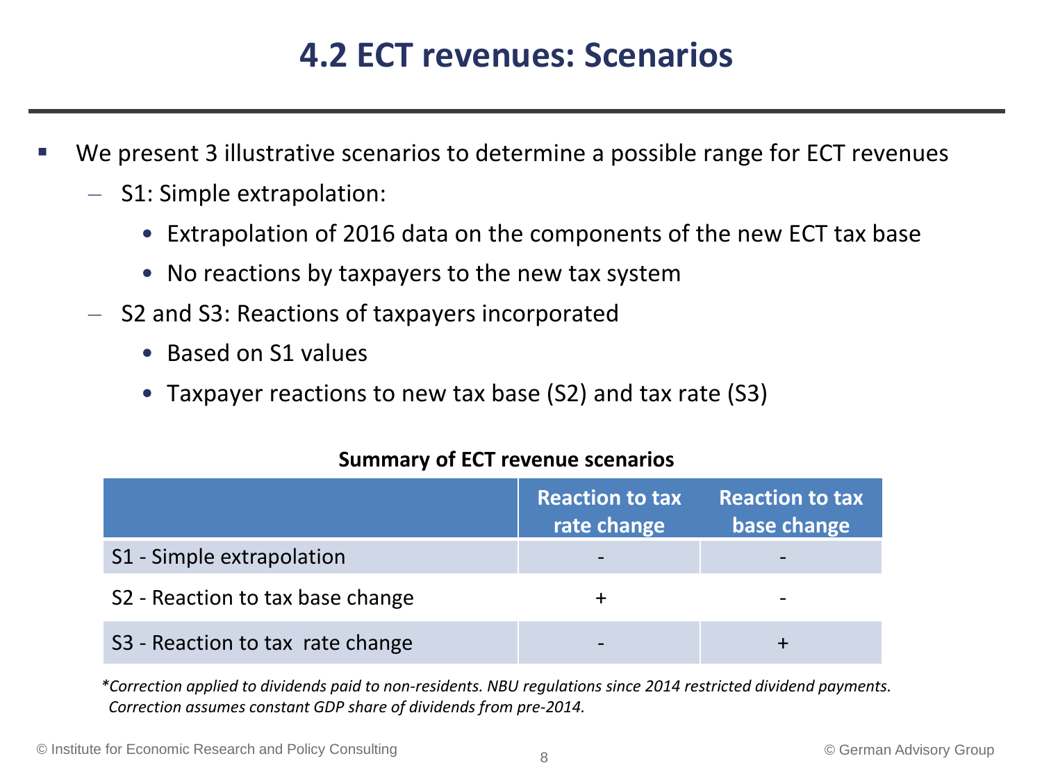# 4.2 ECT revenues: Scenarios

- We present 3 illustrative scenarios to determine a possible range for ECT revenues
  - S1: Simple extrapolation:
    - Extrapolation of 2016 data on the components of the new ECT tax base
    - No reactions by taxpayers to the new tax system
  - S2 and S3: Reactions of taxpayers incorporated
    - Based on S1 values
    - Taxpayer reactions to new tax base (S2) and tax rate (S3)

**Summary of ECT revenue scenarios**

| | Reaction to tax rate change | Reaction to tax base change |
|---|---|---|
| S1 - Simple extrapolation | - | - |
| S2 - Reaction to tax base change | + | - |
| S3 - Reaction to tax rate change | - | + |

*\*Correction applied to dividends paid to non-residents. NBU regulations since 2014 restricted dividend payments. Correction assumes constant GDP share of dividends from pre-2014.*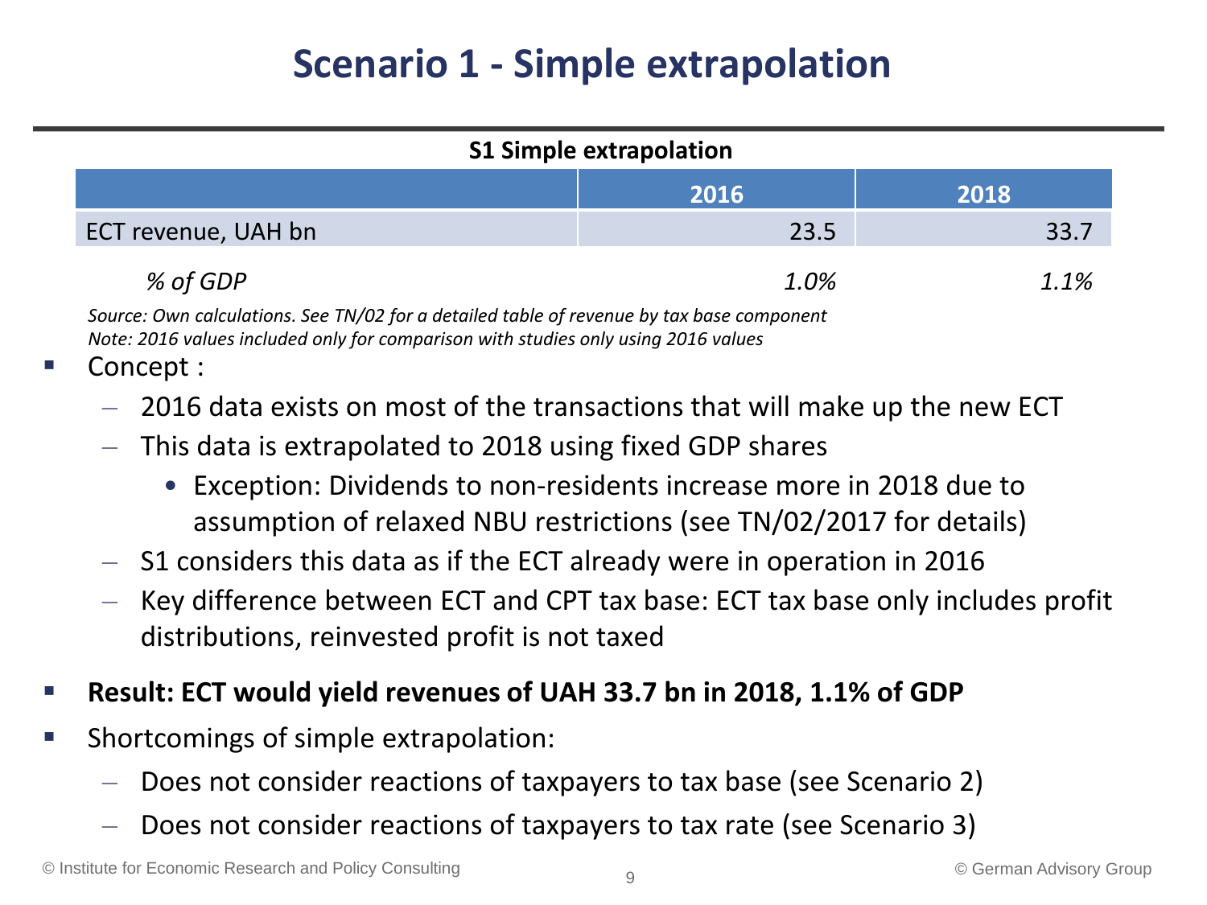# Scenario 1 - Simple extrapolation

**S1 Simple extrapolation**

| | 2016 | 2018 |
|---|---|---|
| ECT revenue, UAH bn | 23.5 | 33.7 |
| *% of GDP* | *1.0%* | *1.1%* |

*Source: Own calculations. See TN/02 for a detailed table of revenue by tax base component*
*Note: 2016 values included only for comparison with studies only using 2016 values*

- Concept :
  - 2016 data exists on most of the transactions that will make up the new ECT
  - This data is extrapolated to 2018 using fixed GDP shares
    - Exception: Dividends to non-residents increase more in 2018 due to assumption of relaxed NBU restrictions (see TN/02/2017 for details)
  - S1 considers this data as if the ECT already were in operation in 2016
  - Key difference between ECT and CPT tax base: ECT tax base only includes profit distributions, reinvested profit is not taxed
- **Result: ECT would yield revenues of UAH 33.7 bn in 2018, 1.1% of GDP**
- Shortcomings of simple extrapolation:
  - Does not consider reactions of taxpayers to tax base (see Scenario 2)
  - Does not consider reactions of taxpayers to tax rate (see Scenario 3)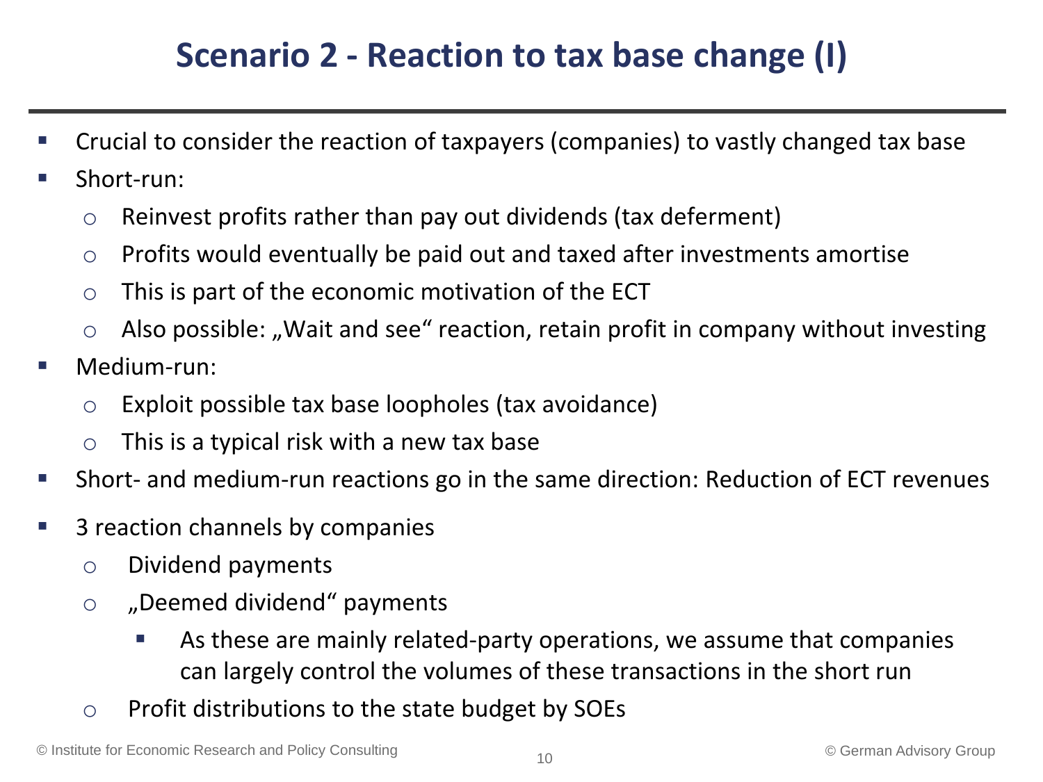# Scenario 2 - Reaction to tax base change (I)

- Crucial to consider the reaction of taxpayers (companies) to vastly changed tax base
- Short-run:
  - Reinvest profits rather than pay out dividends (tax deferment)
  - Profits would eventually be paid out and taxed after investments amortise
  - This is part of the economic motivation of the ECT
  - Also possible: „Wait and see“ reaction, retain profit in company without investing
- Medium-run:
  - Exploit possible tax base loopholes (tax avoidance)
  - This is a typical risk with a new tax base
- Short- and medium-run reactions go in the same direction: Reduction of ECT revenues
- 3 reaction channels by companies
  - Dividend payments
  - „Deemed dividend“ payments
    - As these are mainly related-party operations, we assume that companies can largely control the volumes of these transactions in the short run
  - Profit distributions to the state budget by SOEs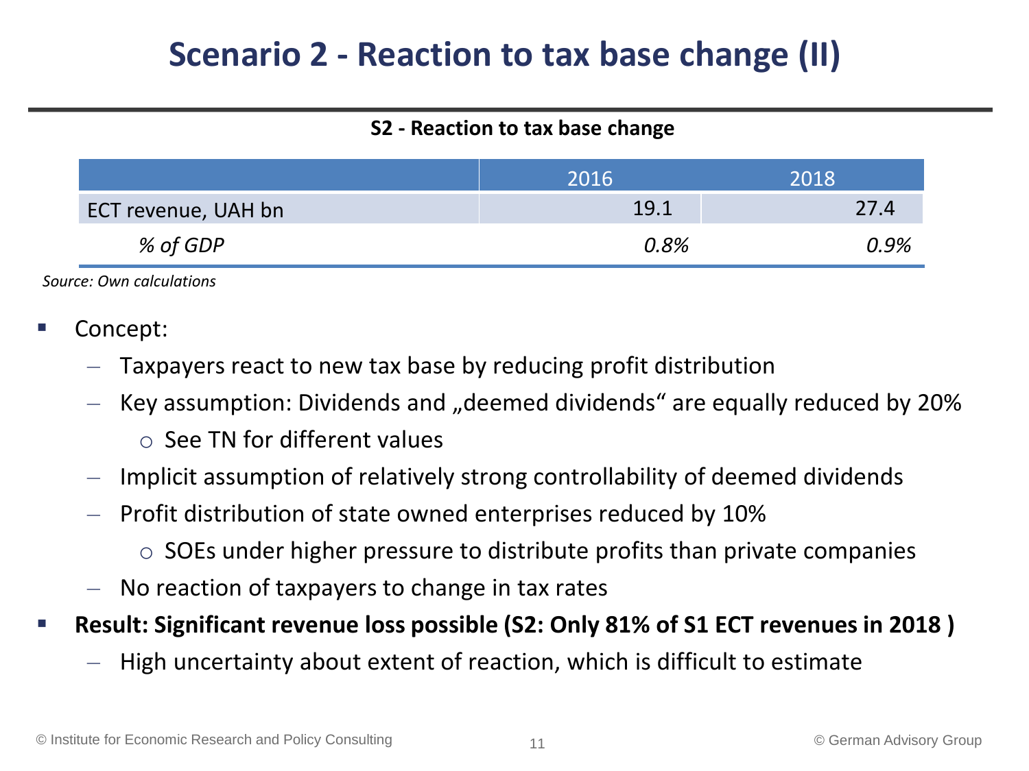# Scenario 2 - Reaction to tax base change (II)

**S2 - Reaction to tax base change**

| | 2016 | 2018 |
|---|---|---|
| ECT revenue, UAH bn | 19.1 | 27.4 |
| *% of GDP* | *0.8%* | *0.9%* |

*Source: Own calculations*

- Concept:
  - Taxpayers react to new tax base by reducing profit distribution
  - Key assumption: Dividends and „deemed dividends“ are equally reduced by 20%
    - See TN for different values
  - Implicit assumption of relatively strong controllability of deemed dividends
  - Profit distribution of state owned enterprises reduced by 10%
    - SOEs under higher pressure to distribute profits than private companies
  - No reaction of taxpayers to change in tax rates
- **Result: Significant revenue loss possible (S2: Only 81% of S1 ECT revenues in 2018 )**
  - High uncertainty about extent of reaction, which is difficult to estimate

© Institute for Economic Research and Policy Consulting

© German Advisory Group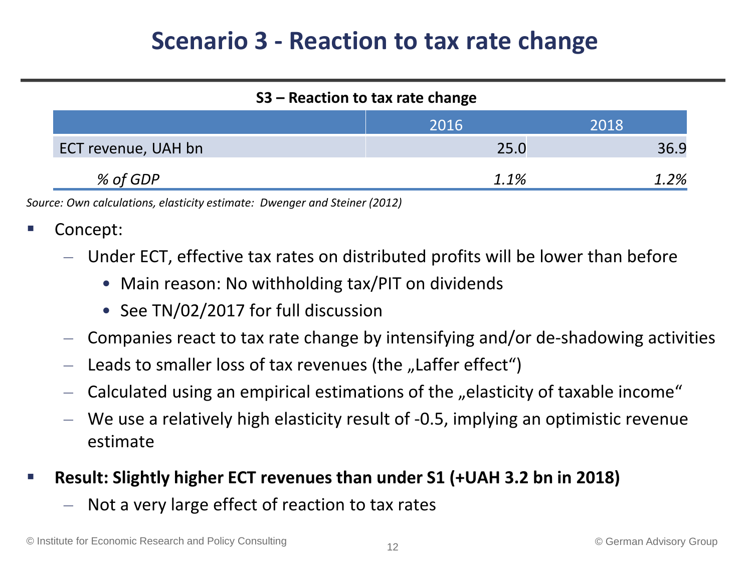# Scenario 3 - Reaction to tax rate change

**S3 – Reaction to tax rate change**

| | 2016 | 2018 |
|---|---|---|
| ECT revenue, UAH bn | 25.0 | 36.9 |
| *% of GDP* | *1.1%* | *1.2%* |

*Source: Own calculations, elasticity estimate: Dwenger and Steiner (2012)*

- Concept:
  - Under ECT, effective tax rates on distributed profits will be lower than before
    - Main reason: No withholding tax/PIT on dividends
    - See TN/02/2017 for full discussion
  - Companies react to tax rate change by intensifying and/or de-shadowing activities
  - Leads to smaller loss of tax revenues (the „Laffer effect“)
  - Calculated using an empirical estimations of the „elasticity of taxable income“
  - We use a relatively high elasticity result of -0.5, implying an optimistic revenue estimate
- **Result: Slightly higher ECT revenues than under S1 (+UAH 3.2 bn in 2018)**
  - Not a very large effect of reaction to tax rates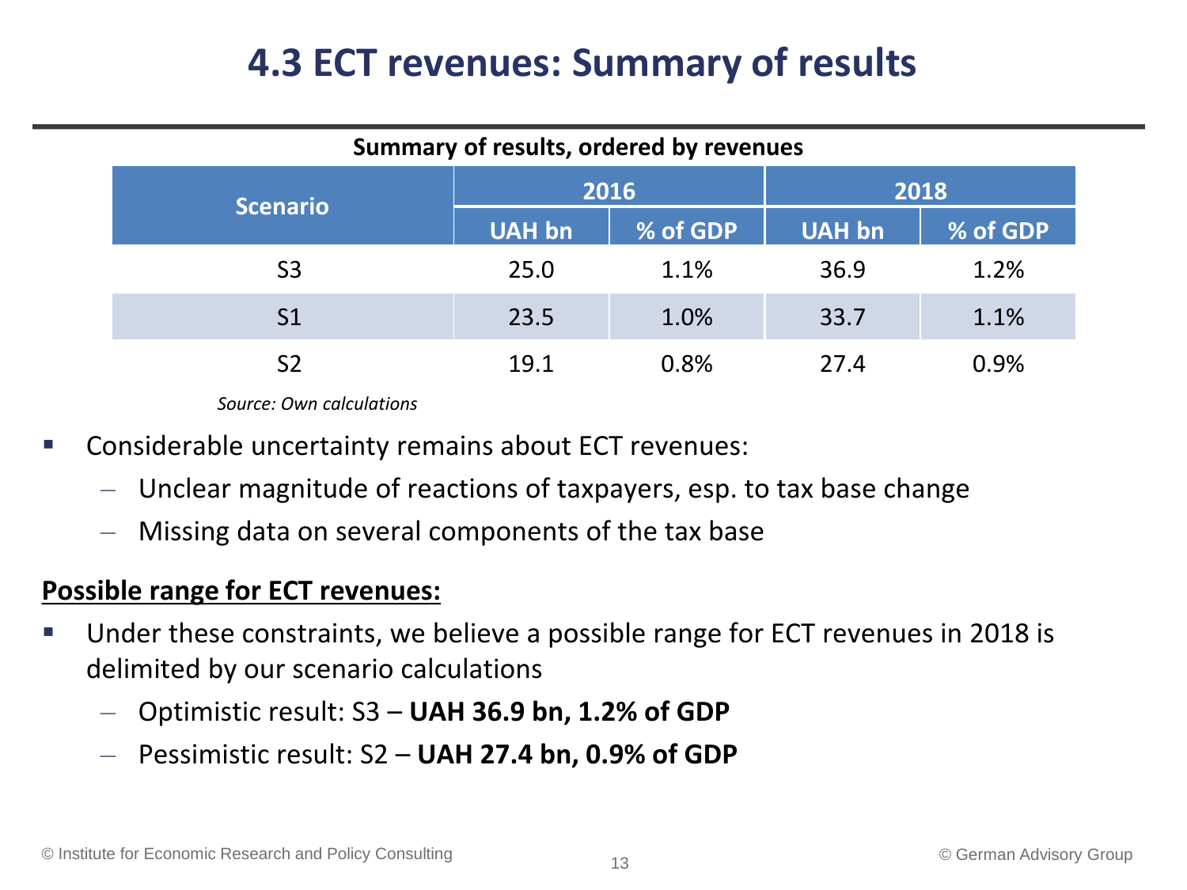# 4.3 ECT revenues: Summary of results

**Summary of results, ordered by revenues**

| Scenario | 2016 | | 2018 | |
|---|---|---|---|---|
| | UAH bn | % of GDP | UAH bn | % of GDP |
| S3 | 25.0 | 1.1% | 36.9 | 1.2% |
| S1 | 23.5 | 1.0% | 33.7 | 1.1% |
| S2 | 19.1 | 0.8% | 27.4 | 0.9% |

*Source: Own calculations*

- Considerable uncertainty remains about ECT revenues:
  - Unclear magnitude of reactions of taxpayers, esp. to tax base change
  - Missing data on several components of the tax base

**Possible range for ECT revenues:**

- Under these constraints, we believe a possible range for ECT revenues in 2018 is delimited by our scenario calculations
  - Optimistic result: S3 – **UAH 36.9 bn, 1.2% of GDP**
  - Pessimistic result: S2 – **UAH 27.4 bn, 0.9% of GDP**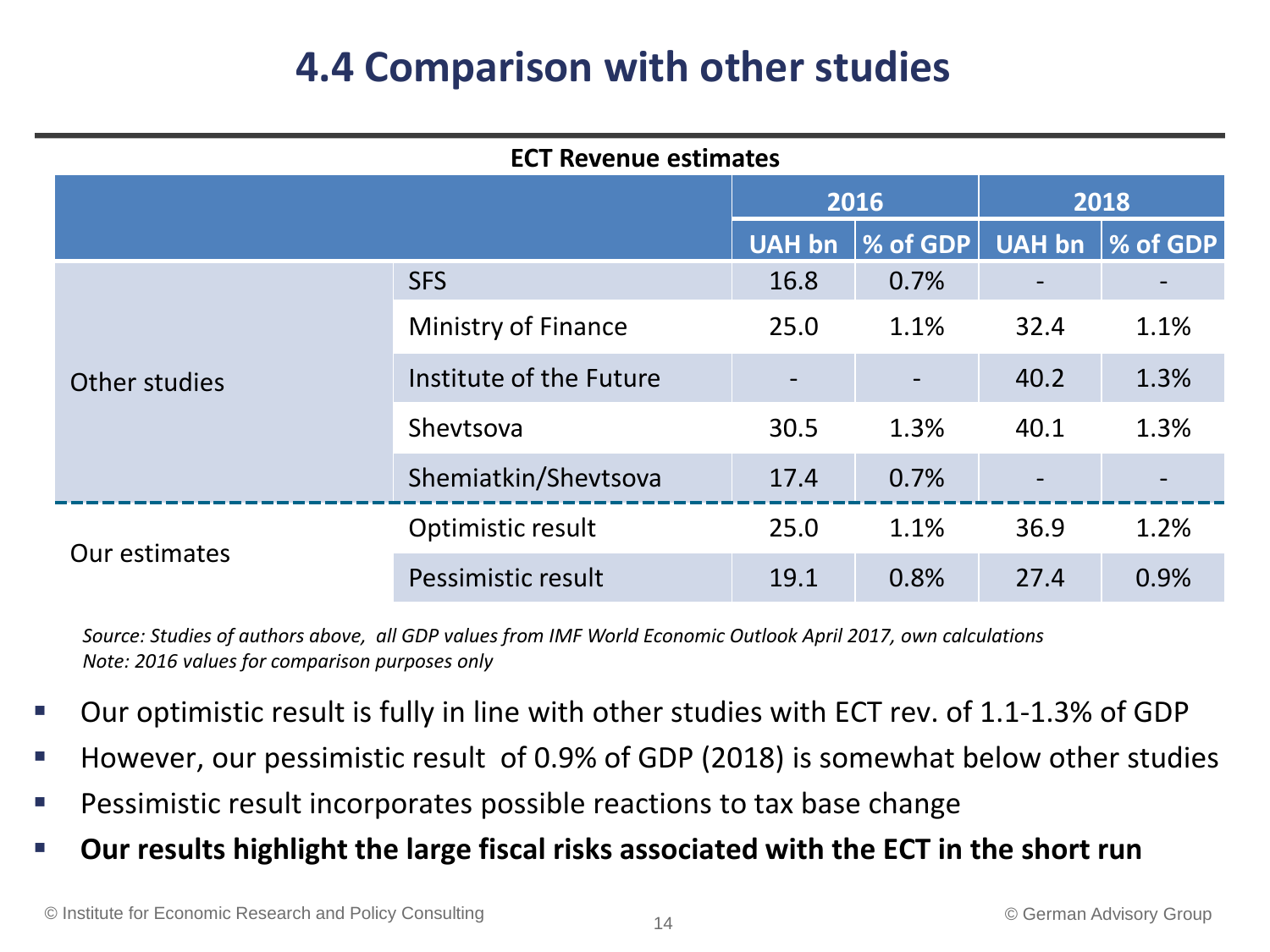# 4.4 Comparison with other studies

**ECT Revenue estimates**

| | | 2016 | | 2018 | |
|---|---|---|---|---|---|
| | | UAH bn | % of GDP | UAH bn | % of GDP |
| Other studies | SFS | 16.8 | 0.7% | - | - |
| | Ministry of Finance | 25.0 | 1.1% | 32.4 | 1.1% |
| | Institute of the Future | - | - | 40.2 | 1.3% |
| | Shevtsova | 30.5 | 1.3% | 40.1 | 1.3% |
| | Shemiatkin/Shevtsova | 17.4 | 0.7% | - | - |
| Our estimates | Optimistic result | 25.0 | 1.1% | 36.9 | 1.2% |
| | Pessimistic result | 19.1 | 0.8% | 27.4 | 0.9% |

*Source: Studies of authors above, all GDP values from IMF World Economic Outlook April 2017, own calculations*
*Note: 2016 values for comparison purposes only*

- Our optimistic result is fully in line with other studies with ECT rev. of 1.1-1.3% of GDP
- However, our pessimistic result of 0.9% of GDP (2018) is somewhat below other studies
- Pessimistic result incorporates possible reactions to tax base change
- **Our results highlight the large fiscal risks associated with the ECT in the short run**

© Institute for Economic Research and Policy Consulting

© German Advisory Group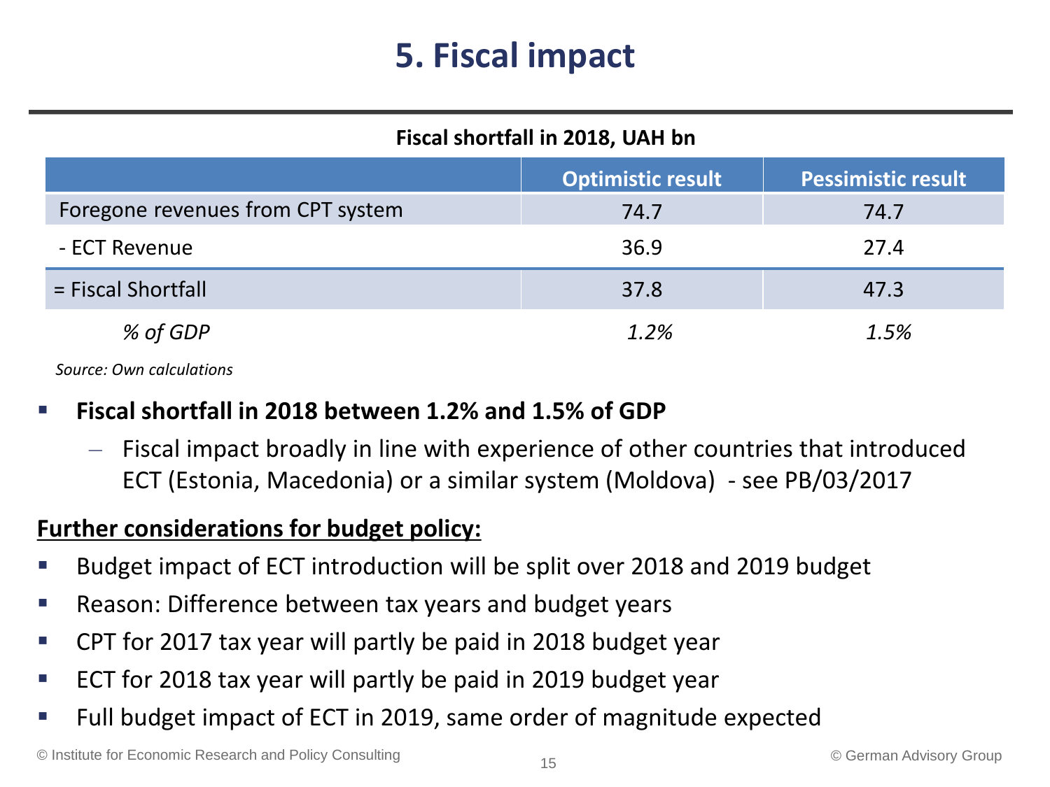# 5. Fiscal impact

**Fiscal shortfall in 2018, UAH bn**

| | Optimistic result | Pessimistic result |
|---|---|---|
| Foregone revenues from CPT system | 74.7 | 74.7 |
| - ECT Revenue | 36.9 | 27.4 |
| = Fiscal Shortfall | 37.8 | 47.3 |
| *% of GDP* | *1.2%* | *1.5%* |

*Source: Own calculations*

- **Fiscal shortfall in 2018 between 1.2% and 1.5% of GDP**
  - Fiscal impact broadly in line with experience of other countries that introduced ECT (Estonia, Macedonia) or a similar system (Moldova) - see PB/03/2017

**<u>Further considerations for budget policy:</u>**

- Budget impact of ECT introduction will be split over 2018 and 2019 budget
- Reason: Difference between tax years and budget years
- CPT for 2017 tax year will partly be paid in 2018 budget year
- ECT for 2018 tax year will partly be paid in 2019 budget year
- Full budget impact of ECT in 2019, same order of magnitude expected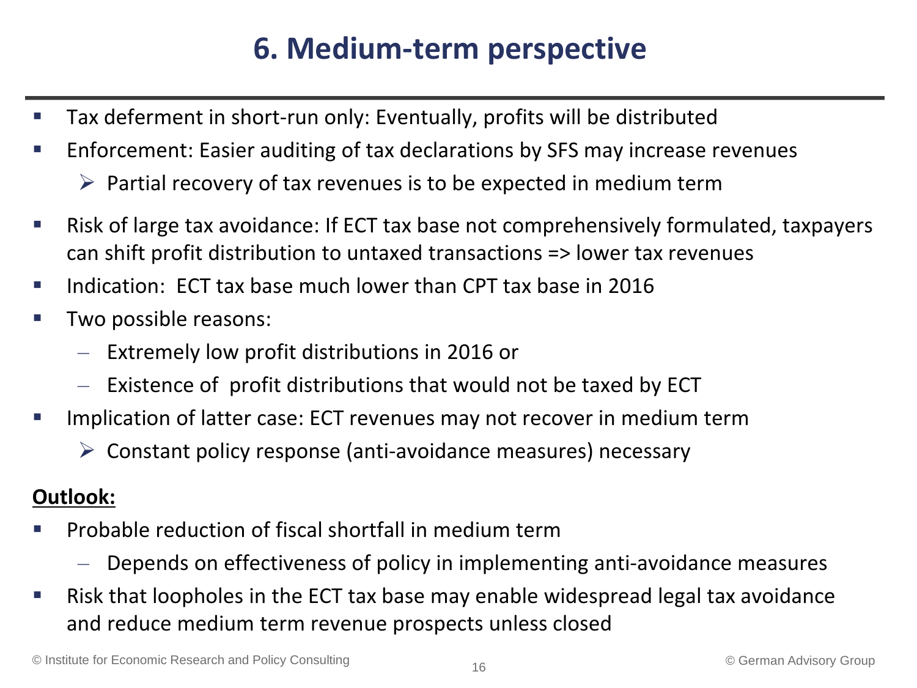# 6. Medium-term perspective

- Tax deferment in short-run only: Eventually, profits will be distributed
- Enforcement: Easier auditing of tax declarations by SFS may increase revenues
  - ➢ Partial recovery of tax revenues is to be expected in medium term
- Risk of large tax avoidance: If ECT tax base not comprehensively formulated, taxpayers can shift profit distribution to untaxed transactions => lower tax revenues
- Indication: ECT tax base much lower than CPT tax base in 2016
- Two possible reasons:
  - Extremely low profit distributions in 2016 or
  - Existence of profit distributions that would not be taxed by ECT
- Implication of latter case: ECT revenues may not recover in medium term
  - ➢ Constant policy response (anti-avoidance measures) necessary

**Outlook:**

- Probable reduction of fiscal shortfall in medium term
  - Depends on effectiveness of policy in implementing anti-avoidance measures
- Risk that loopholes in the ECT tax base may enable widespread legal tax avoidance and reduce medium term revenue prospects unless closed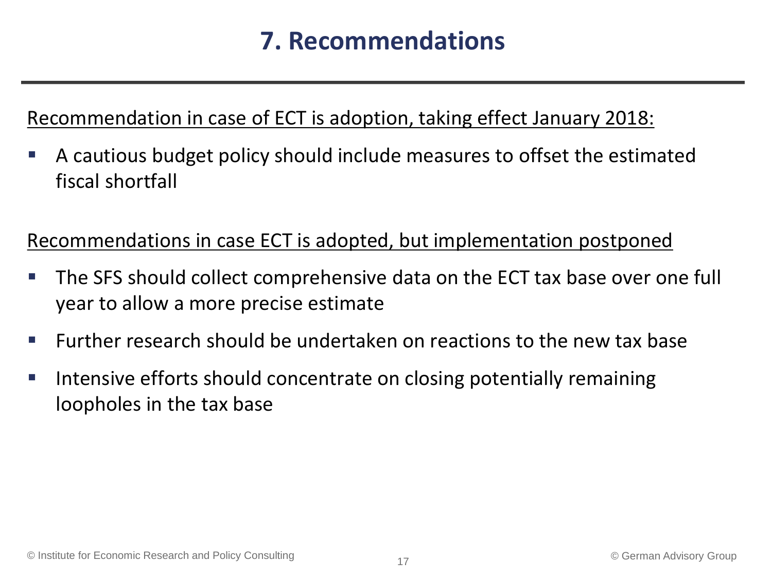# 7. Recommendations

<u>Recommendation in case of ECT is adoption, taking effect January 2018:</u>

- A cautious budget policy should include measures to offset the estimated fiscal shortfall

<u>Recommendations in case ECT is adopted, but implementation postponed</u>

- The SFS should collect comprehensive data on the ECT tax base over one full year to allow a more precise estimate
- Further research should be undertaken on reactions to the new tax base
- Intensive efforts should concentrate on closing potentially remaining loopholes in the tax base

© Institute for Economic Research and Policy Consulting

© German Advisory Group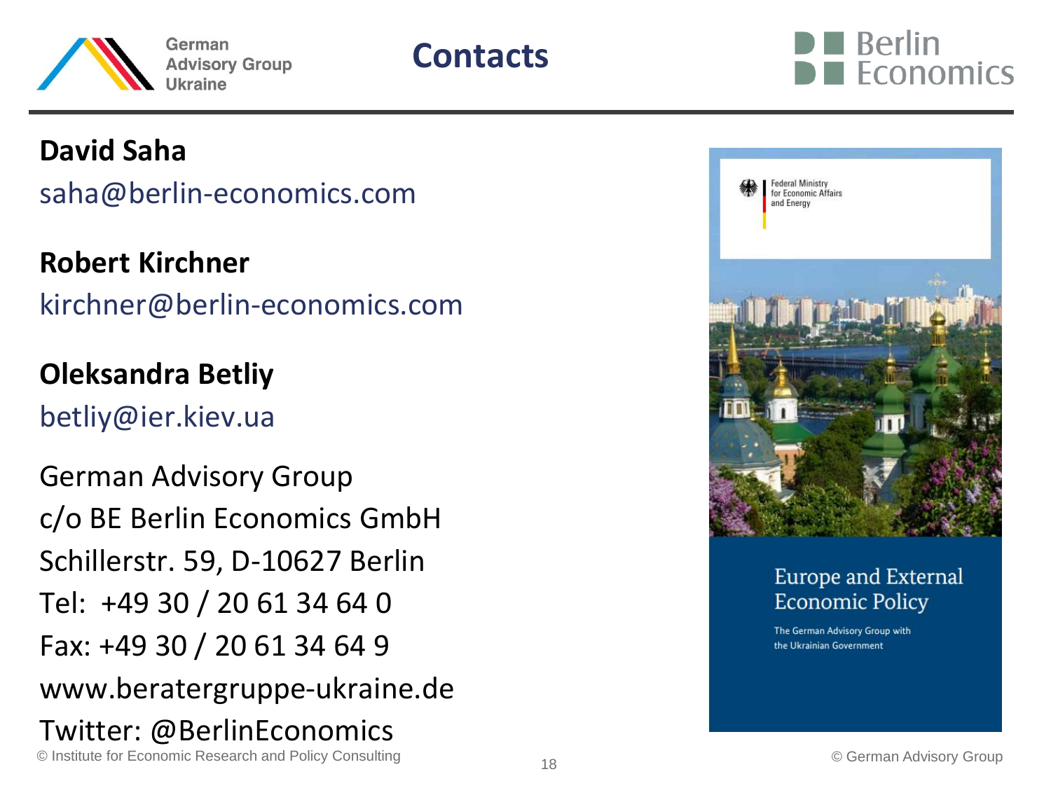# Contacts

**David Saha**
saha@berlin-economics.com

**Robert Kirchner**
kirchner@berlin-economics.com

**Oleksandra Betliy**
betliy@ier.kiev.ua

German Advisory Group
c/o BE Berlin Economics GmbH
Schillerstr. 59, D-10627 Berlin
Tel: +49 30 / 20 61 34 64 0
Fax: +49 30 / 20 61 34 64 9
www.beratergruppe-ukraine.de
Twitter: @BerlinEconomics

Federal Ministry for Economic Affairs and Energy

Europe and External Economic Policy

The German Advisory Group with the Ukrainian Government

© Institute for Economic Research and Policy Consulting

© German Advisory Group